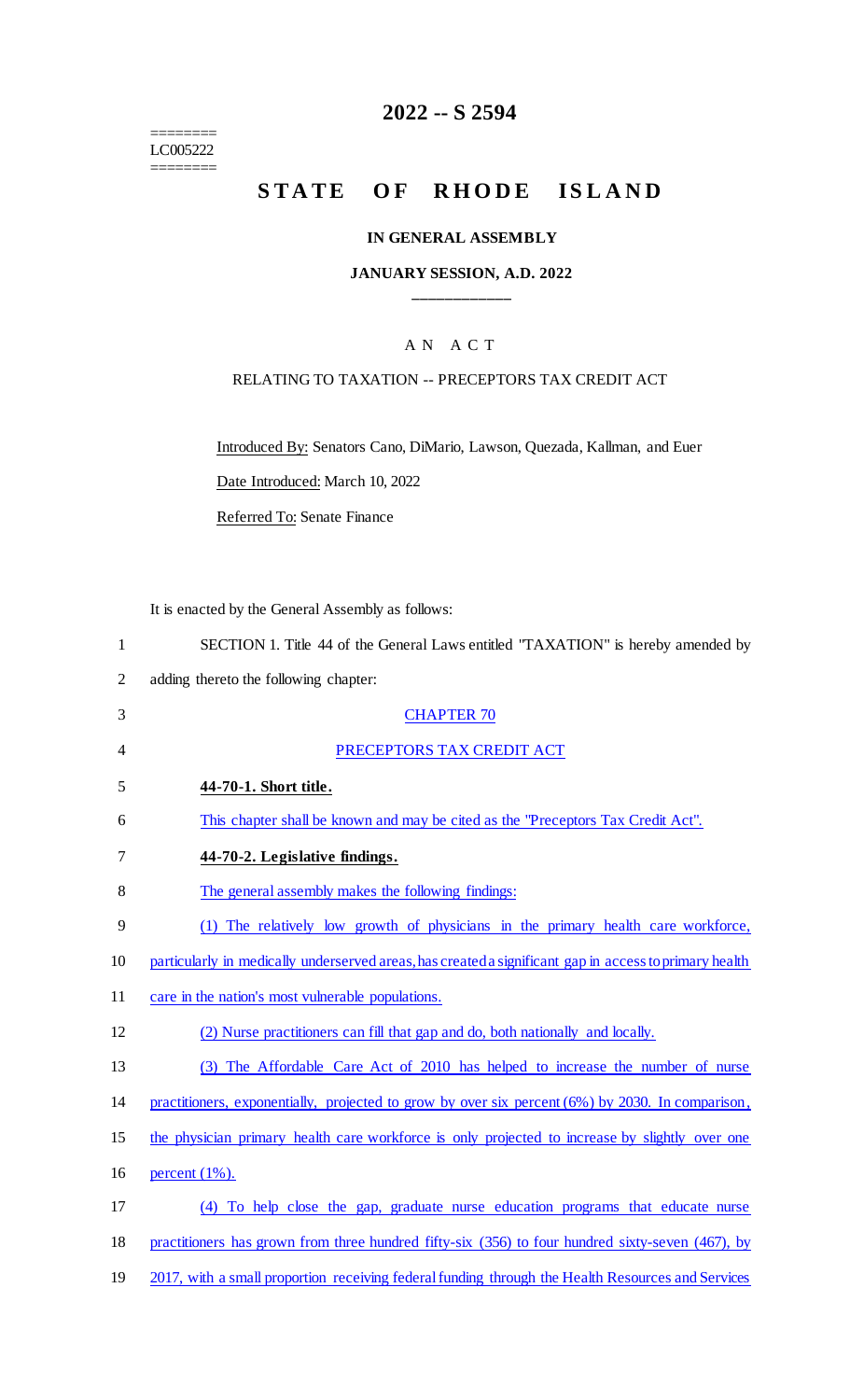# 2022 -- S 2594

========
LC005222
========

# STATE OF RHODE ISLAND

### IN GENERAL ASSEMBLY

### JANUARY SESSION, A.D. 2022

### A N A C T

RELATING TO TAXATION -- PRECEPTORS TAX CREDIT ACT

Introduced By: Senators Cano, DiMario, Lawson, Quezada, Kallman, and Euer

Date Introduced: March 10, 2022

Referred To: Senate Finance

It is enacted by the General Assembly as follows:

SECTION 1. Title 44 of the General Laws entitled "TAXATION" is hereby amended by adding thereto the following chapter:

CHAPTER 70

PRECEPTORS TAX CREDIT ACT

**44-70-1. Short title.**

This chapter shall be known and may be cited as the "Preceptors Tax Credit Act".

**44-70-2. Legislative findings.**

The general assembly makes the following findings:

(1) The relatively low growth of physicians in the primary health care workforce, particularly in medically underserved areas, has created a significant gap in access to primary health care in the nation's most vulnerable populations.

(2) Nurse practitioners can fill that gap and do, both nationally and locally.

(3) The Affordable Care Act of 2010 has helped to increase the number of nurse practitioners, exponentially, projected to grow by over six percent (6%) by 2030. In comparison, the physician primary health care workforce is only projected to increase by slightly over one percent (1%).

(4) To help close the gap, graduate nurse education programs that educate nurse practitioners has grown from three hundred fifty-six (356) to four hundred sixty-seven (467), by 2017, with a small proportion receiving federal funding through the Health Resources and Services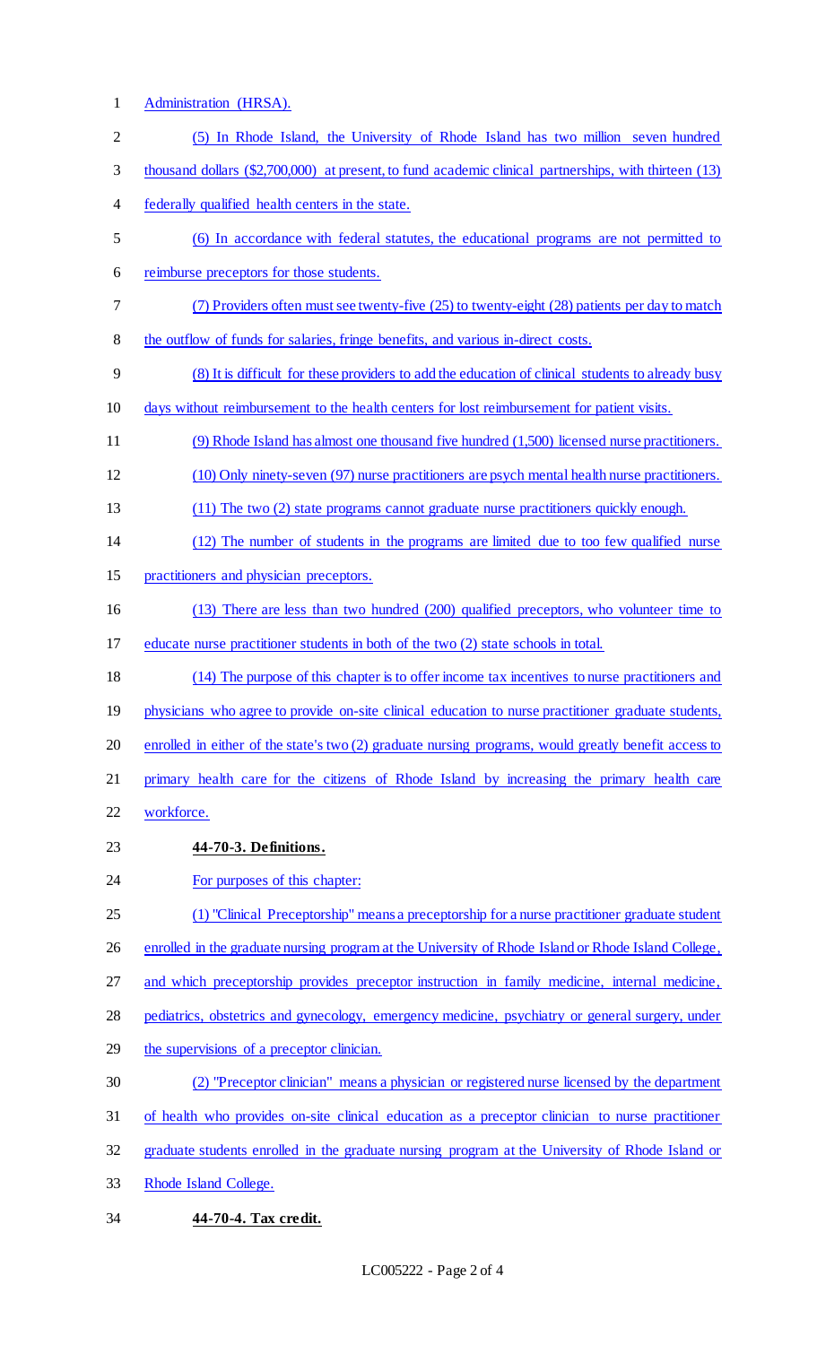Administration (HRSA).

(5) In Rhode Island, the University of Rhode Island has two million seven hundred thousand dollars ($2,700,000) at present, to fund academic clinical partnerships, with thirteen (13) federally qualified health centers in the state.

(6) In accordance with federal statutes, the educational programs are not permitted to reimburse preceptors for those students.

(7) Providers often must see twenty-five (25) to twenty-eight (28) patients per day to match the outflow of funds for salaries, fringe benefits, and various in-direct costs.

(8) It is difficult for these providers to add the education of clinical students to already busy days without reimbursement to the health centers for lost reimbursement for patient visits.

(9) Rhode Island has almost one thousand five hundred (1,500) licensed nurse practitioners.

(10) Only ninety-seven (97) nurse practitioners are psych mental health nurse practitioners.

(11) The two (2) state programs cannot graduate nurse practitioners quickly enough.

(12) The number of students in the programs are limited due to too few qualified nurse practitioners and physician preceptors.

(13) There are less than two hundred (200) qualified preceptors, who volunteer time to educate nurse practitioner students in both of the two (2) state schools in total.

(14) The purpose of this chapter is to offer income tax incentives to nurse practitioners and physicians who agree to provide on-site clinical education to nurse practitioner graduate students, enrolled in either of the state's two (2) graduate nursing programs, would greatly benefit access to primary health care for the citizens of Rhode Island by increasing the primary health care workforce.

**44-70-3. Definitions.**

For purposes of this chapter:

(1) "Clinical Preceptorship" means a preceptorship for a nurse practitioner graduate student enrolled in the graduate nursing program at the University of Rhode Island or Rhode Island College, and which preceptorship provides preceptor instruction in family medicine, internal medicine, pediatrics, obstetrics and gynecology, emergency medicine, psychiatry or general surgery, under the supervisions of a preceptor clinician.

(2) "Preceptor clinician" means a physician or registered nurse licensed by the department of health who provides on-site clinical education as a preceptor clinician to nurse practitioner graduate students enrolled in the graduate nursing program at the University of Rhode Island or Rhode Island College.

**44-70-4. Tax credit.**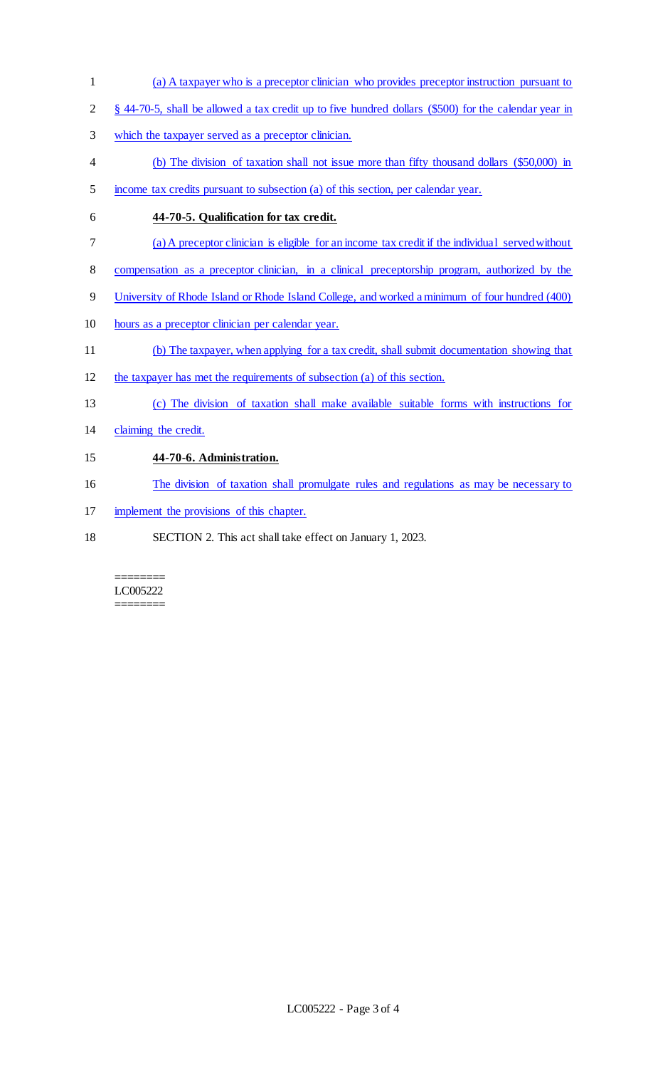(a) A taxpayer who is a preceptor clinician who provides preceptor instruction pursuant to § 44-70-5, shall be allowed a tax credit up to five hundred dollars ($500) for the calendar year in which the taxpayer served as a preceptor clinician.

(b) The division of taxation shall not issue more than fifty thousand dollars ($50,000) in income tax credits pursuant to subsection (a) of this section, per calendar year.

**44-70-5. Qualification for tax credit.**

(a) A preceptor clinician is eligible for an income tax credit if the individual served without compensation as a preceptor clinician, in a clinical preceptorship program, authorized by the University of Rhode Island or Rhode Island College, and worked a minimum of four hundred (400) hours as a preceptor clinician per calendar year.

(b) The taxpayer, when applying for a tax credit, shall submit documentation showing that the taxpayer has met the requirements of subsection (a) of this section.

(c) The division of taxation shall make available suitable forms with instructions for claiming the credit.

**44-70-6. Administration.**

The division of taxation shall promulgate rules and regulations as may be necessary to implement the provisions of this chapter.

SECTION 2. This act shall take effect on January 1, 2023.

========
LC005222
========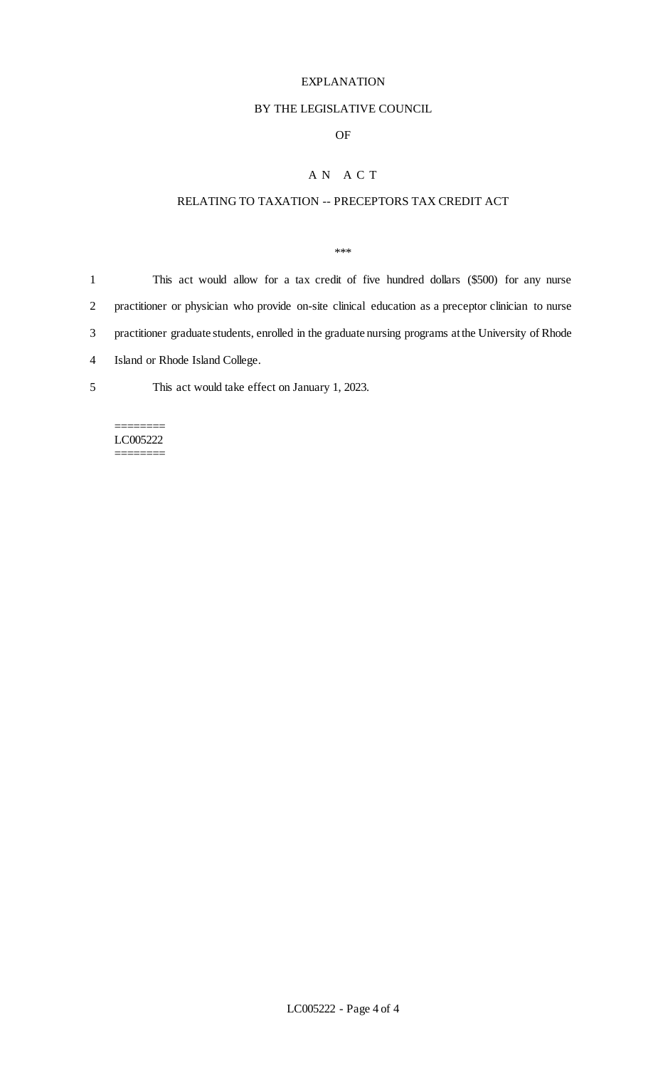EXPLANATION

BY THE LEGISLATIVE COUNCIL

OF

A N A C T

RELATING TO TAXATION -- PRECEPTORS TAX CREDIT ACT

\*\*\*

This act would allow for a tax credit of five hundred dollars ($500) for any nurse practitioner or physician who provide on-site clinical education as a preceptor clinician to nurse practitioner graduate students, enrolled in the graduate nursing programs at the University of Rhode Island or Rhode Island College.

This act would take effect on January 1, 2023.

========
LC005222
========